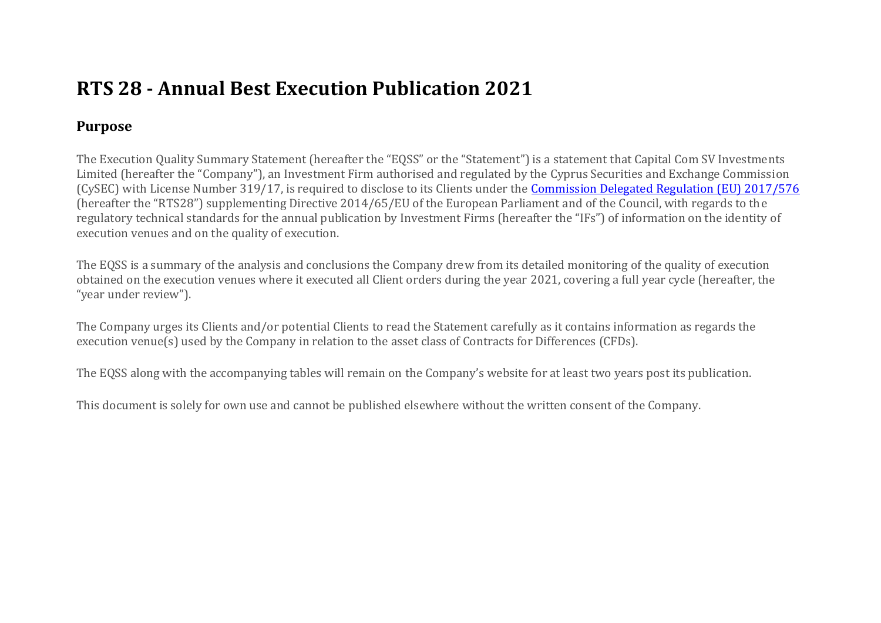# RTS 28 - Annual Best Execution Publication 2021

## Purpose

The Execution Quality Summary Statement (hereafter the "EQSS" or the "Statement") is a statement that Capital Com SV Investments Limited (hereafter the "Company"), an Investment Firm authorised and regulated by the Cyprus Securities and Exchange Commission (CySEC) with License Number 319/17, is required to disclose to its Clients under the Commission Delegated Regulation (EU) 2017/576 (hereafter the "RTS28") supplementing Directive 2014/65/EU of the European Parliament and of the Council, with regards to the regulatory technical standards for the annual publication by Investment Firms (hereafter the "IFs") of information on the identity of execution venues and on the quality of execution.

The EQSS is a summary of the analysis and conclusions the Company drew from its detailed monitoring of the quality of execution obtained on the execution venues where it executed all Client orders during the year 2021, covering a full year cycle (hereafter, the "year under review").

The Company urges its Clients and/or potential Clients to read the Statement carefully as it contains information as regards the execution venue(s) used by the Company in relation to the asset class of Contracts for Differences (CFDs).

The EQSS along with the accompanying tables will remain on the Company's website for at least two years post its publication.

This document is solely for own use and cannot be published elsewhere without the written consent of the Company.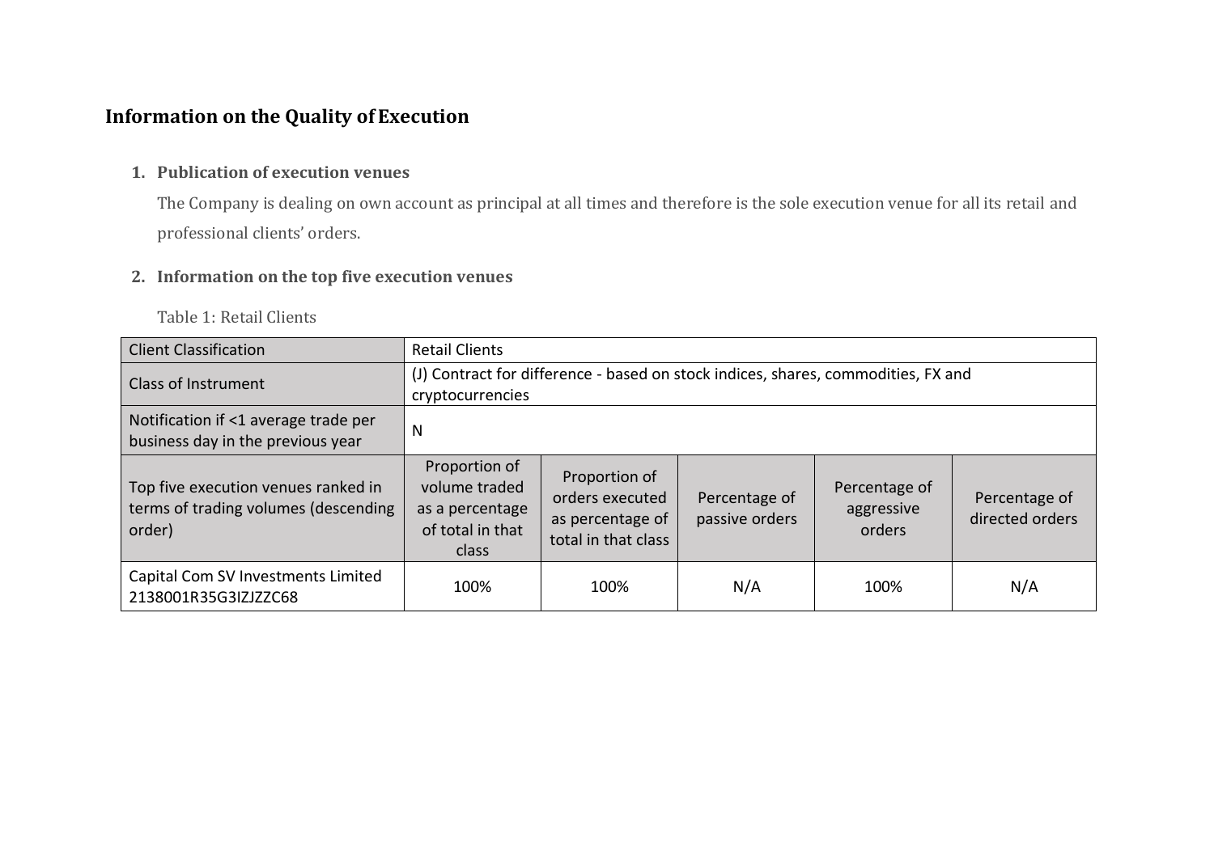# Information on the Quality of Execution

1. **Publication of execution venues**

   The Company is dealing on own account as principal at all times and therefore is the sole execution venue for all its retail and professional clients' orders.

2. **Information on the top five execution venues**

   Table 1: Retail Clients

| Client Classification | Retail Clients | | | | |
|---|---|---|---|---|---|
| Class of Instrument | (J) Contract for difference - based on stock indices, shares, commodities, FX and cryptocurrencies | | | | |
| Notification if <1 average trade per business day in the previous year | N | | | | |
| Top five execution venues ranked in terms of trading volumes (descending order) | Proportion of volume traded as a percentage of total in that class | Proportion of orders executed as percentage of total in that class | Percentage of passive orders | Percentage of aggressive orders | Percentage of directed orders |
| Capital Com SV Investments Limited 2138001R35G3IZJZZC68 | 100% | 100% | N/A | 100% | N/A |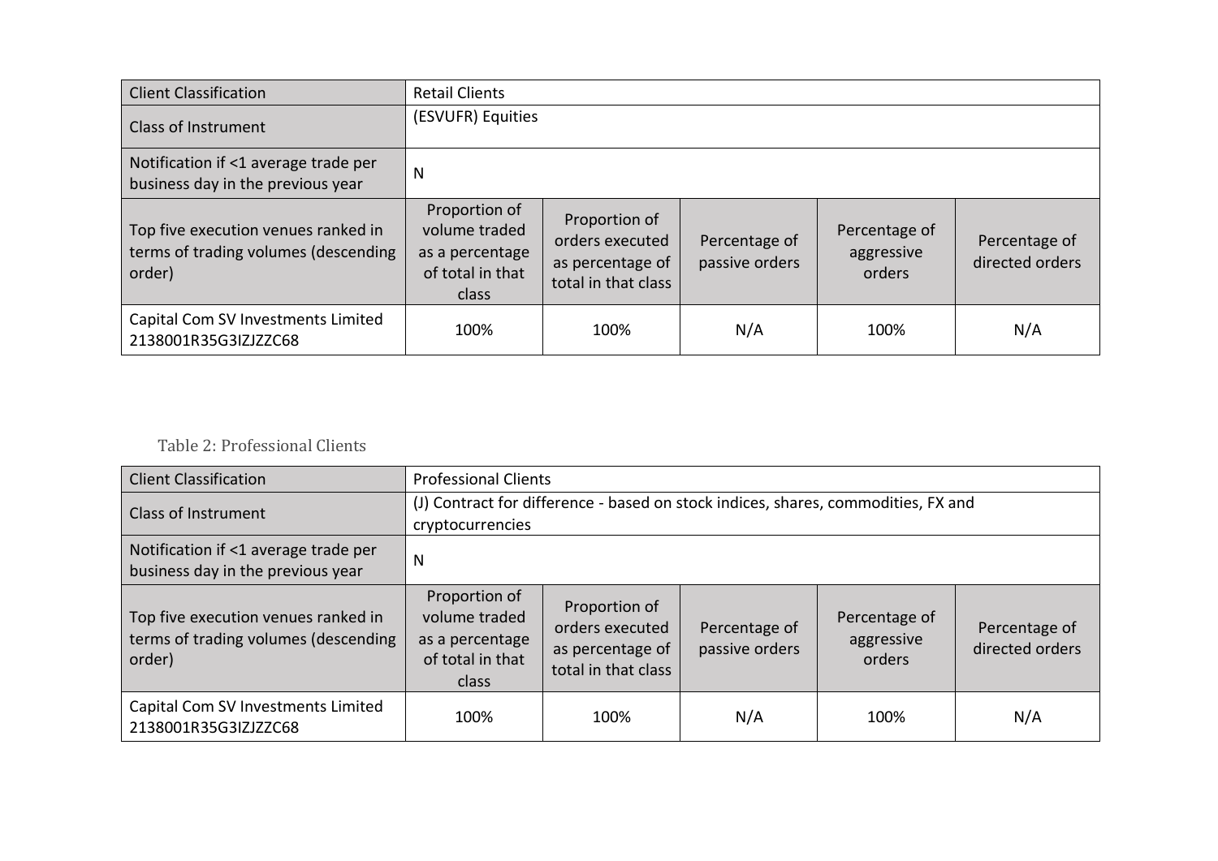| Client Classification | Retail Clients | | | | |
|---|---|---|---|---|---|
| Class of Instrument | (ESVUFR) Equities | | | | |
| Notification if <1 average trade per business day in the previous year | N | | | | |
| Top five execution venues ranked in terms of trading volumes (descending order) | Proportion of volume traded as a percentage of total in that class | Proportion of orders executed as percentage of total in that class | Percentage of passive orders | Percentage of aggressive orders | Percentage of directed orders |
| Capital Com SV Investments Limited 2138001R35G3IZJZZC68 | 100% | 100% | N/A | 100% | N/A |

Table 2: Professional Clients

| Client Classification | Professional Clients | | | | |
|---|---|---|---|---|---|
| Class of Instrument | (J) Contract for difference - based on stock indices, shares, commodities, FX and cryptocurrencies | | | | |
| Notification if <1 average trade per business day in the previous year | N | | | | |
| Top five execution venues ranked in terms of trading volumes (descending order) | Proportion of volume traded as a percentage of total in that class | Proportion of orders executed as percentage of total in that class | Percentage of passive orders | Percentage of aggressive orders | Percentage of directed orders |
| Capital Com SV Investments Limited 2138001R35G3IZJZZC68 | 100% | 100% | N/A | 100% | N/A |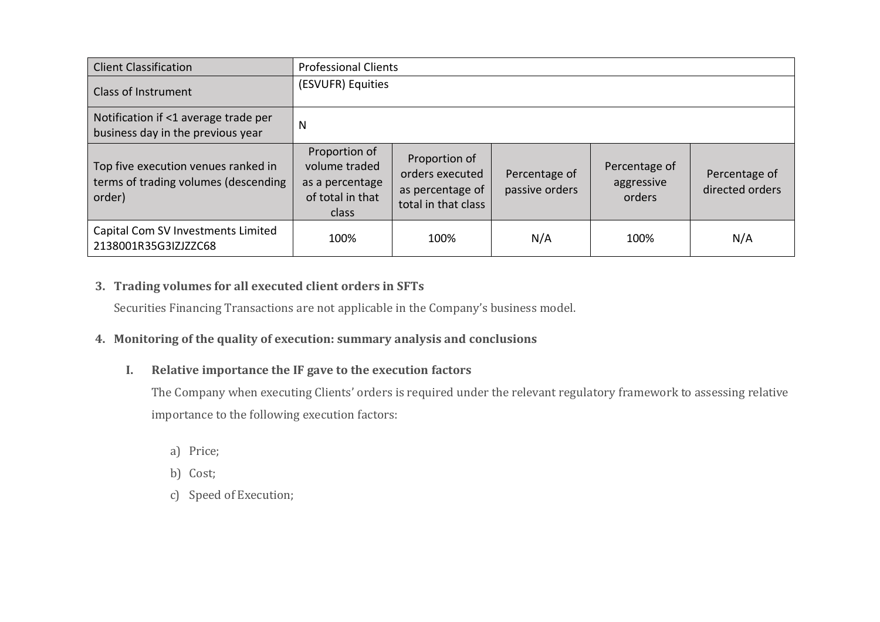| Client Classification | Professional Clients | | | | |
|---|---|---|---|---|---|
| Class of Instrument | (ESVUFR) Equities | | | | |
| Notification if <1 average trade per business day in the previous year | N | | | | |
| Top five execution venues ranked in terms of trading volumes (descending order) | Proportion of volume traded as a percentage of total in that class | Proportion of orders executed as percentage of total in that class | Percentage of passive orders | Percentage of aggressive orders | Percentage of directed orders |
| Capital Com SV Investments Limited 2138001R35G3IZJZZC68 | 100% | 100% | N/A | 100% | N/A |

3. **Trading volumes for all executed client orders in SFTs**

   Securities Financing Transactions are not applicable in the Company's business model.

4. **Monitoring of the quality of execution: summary analysis and conclusions**

   I. **Relative importance the IF gave to the execution factors**

      The Company when executing Clients' orders is required under the relevant regulatory framework to assessing relative importance to the following execution factors:

      a) Price;
      b) Cost;
      c) Speed of Execution;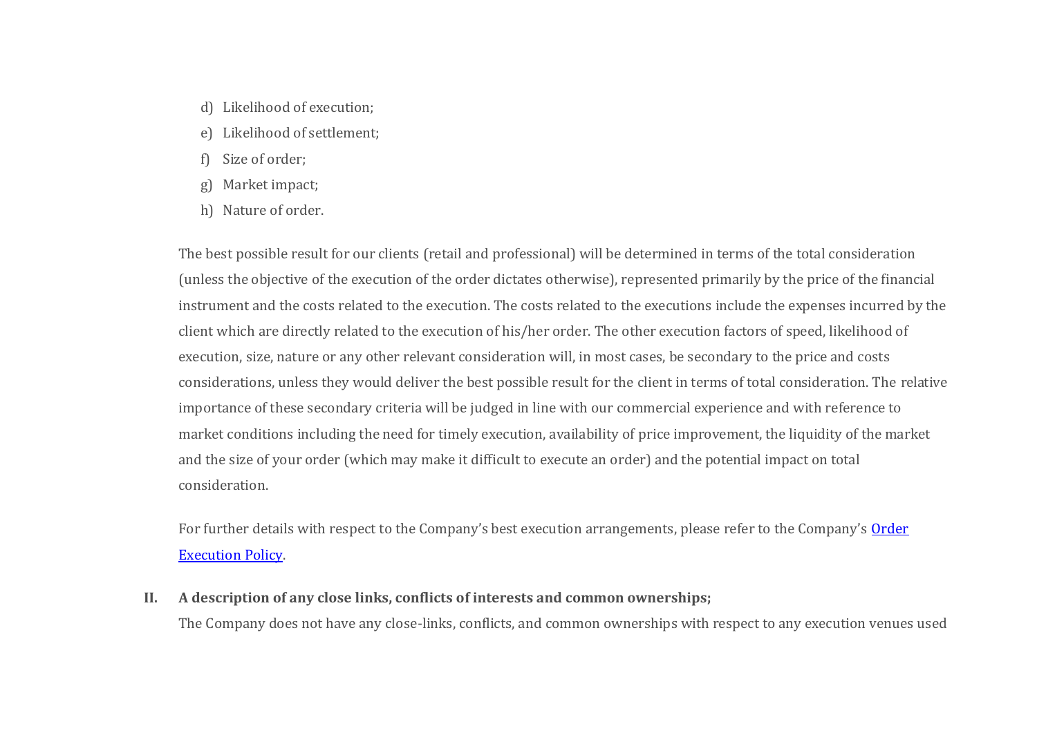d) Likelihood of execution;
e) Likelihood of settlement;
f) Size of order;
g) Market impact;
h) Nature of order.

The best possible result for our clients (retail and professional) will be determined in terms of the total consideration (unless the objective of the execution of the order dictates otherwise), represented primarily by the price of the financial instrument and the costs related to the execution. The costs related to the executions include the expenses incurred by the client which are directly related to the execution of his/her order. The other execution factors of speed, likelihood of execution, size, nature or any other relevant consideration will, in most cases, be secondary to the price and costs considerations, unless they would deliver the best possible result for the client in terms of total consideration. The relative importance of these secondary criteria will be judged in line with our commercial experience and with reference to market conditions including the need for timely execution, availability of price improvement, the liquidity of the market and the size of your order (which may make it difficult to execute an order) and the potential impact on total consideration.

For further details with respect to the Company's best execution arrangements, please refer to the Company's [Order Execution Policy].

**II. A description of any close links, conflicts of interests and common ownerships;**

The Company does not have any close-links, conflicts, and common ownerships with respect to any execution venues used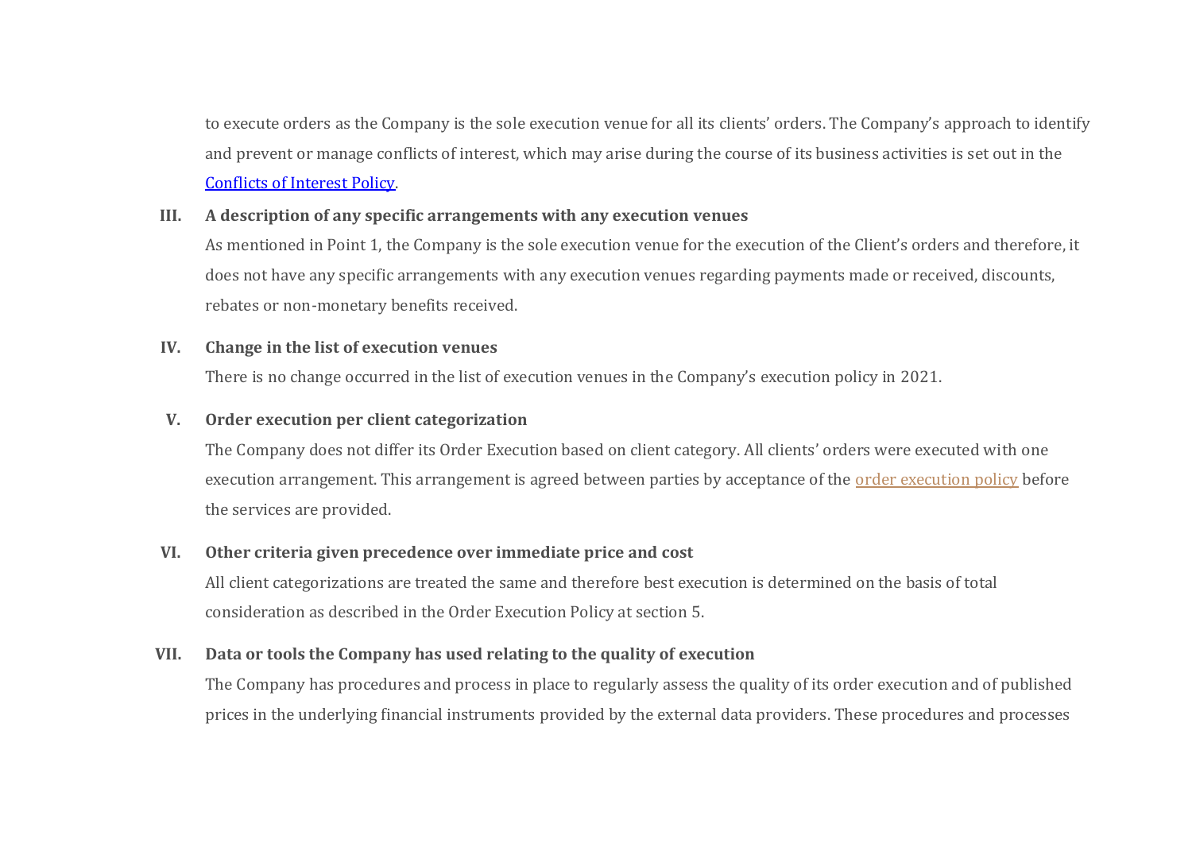to execute orders as the Company is the sole execution venue for all its clients' orders. The Company's approach to identify and prevent or manage conflicts of interest, which may arise during the course of its business activities is set out in the Conflicts of Interest Policy.

**III. A description of any specific arrangements with any execution venues**

As mentioned in Point 1, the Company is the sole execution venue for the execution of the Client's orders and therefore, it does not have any specific arrangements with any execution venues regarding payments made or received, discounts, rebates or non-monetary benefits received.

**IV. Change in the list of execution venues**

There is no change occurred in the list of execution venues in the Company's execution policy in 2021.

**V. Order execution per client categorization**

The Company does not differ its Order Execution based on client category. All clients' orders were executed with one execution arrangement. This arrangement is agreed between parties by acceptance of the order execution policy before the services are provided.

**VI. Other criteria given precedence over immediate price and cost**

All client categorizations are treated the same and therefore best execution is determined on the basis of total consideration as described in the Order Execution Policy at section 5.

**VII. Data or tools the Company has used relating to the quality of execution**

The Company has procedures and process in place to regularly assess the quality of its order execution and of published prices in the underlying financial instruments provided by the external data providers. These procedures and processes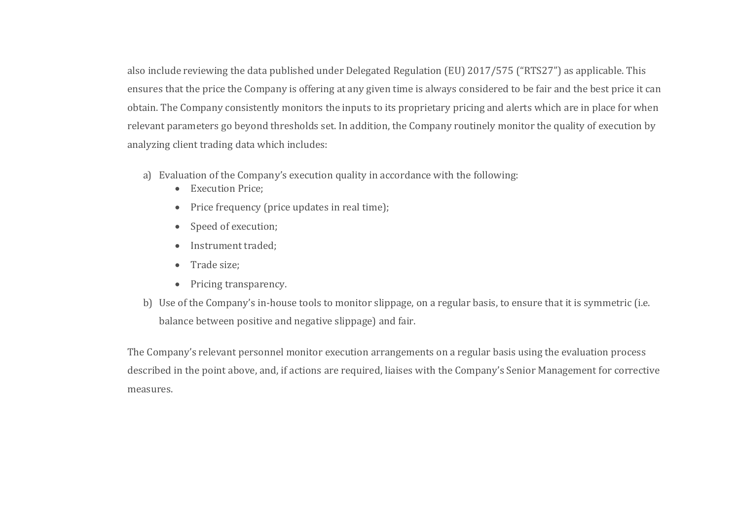also include reviewing the data published under Delegated Regulation (EU) 2017/575 ("RTS27") as applicable. This ensures that the price the Company is offering at any given time is always considered to be fair and the best price it can obtain. The Company consistently monitors the inputs to its proprietary pricing and alerts which are in place for when relevant parameters go beyond thresholds set. In addition, the Company routinely monitor the quality of execution by analyzing client trading data which includes:

a) Evaluation of the Company's execution quality in accordance with the following:
   - Execution Price;
   - Price frequency (price updates in real time);
   - Speed of execution;
   - Instrument traded;
   - Trade size;
   - Pricing transparency.
b) Use of the Company's in-house tools to monitor slippage, on a regular basis, to ensure that it is symmetric (i.e. balance between positive and negative slippage) and fair.

The Company's relevant personnel monitor execution arrangements on a regular basis using the evaluation process described in the point above, and, if actions are required, liaises with the Company's Senior Management for corrective measures.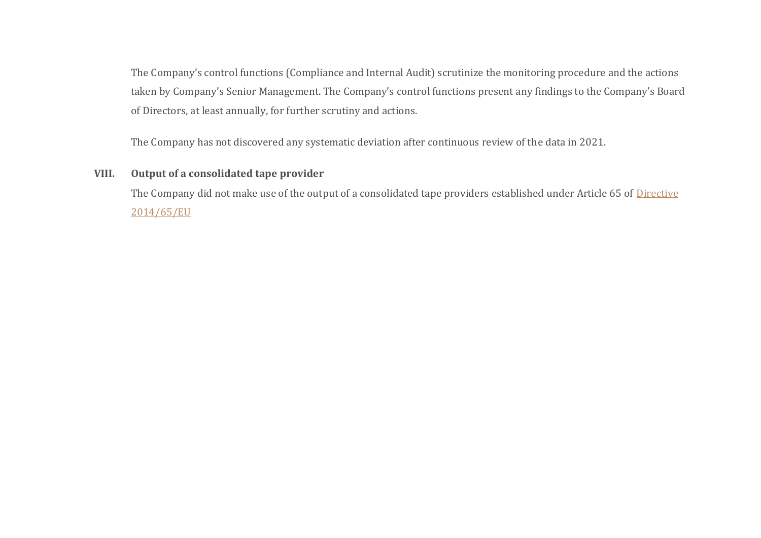The Company's control functions (Compliance and Internal Audit) scrutinize the monitoring procedure and the actions taken by Company's Senior Management. The Company's control functions present any findings to the Company's Board of Directors, at least annually, for further scrutiny and actions.

The Company has not discovered any systematic deviation after continuous review of the data in 2021.

## VIII. Output of a consolidated tape provider

The Company did not make use of the output of a consolidated tape providers established under Article 65 of Directive 2014/65/EU